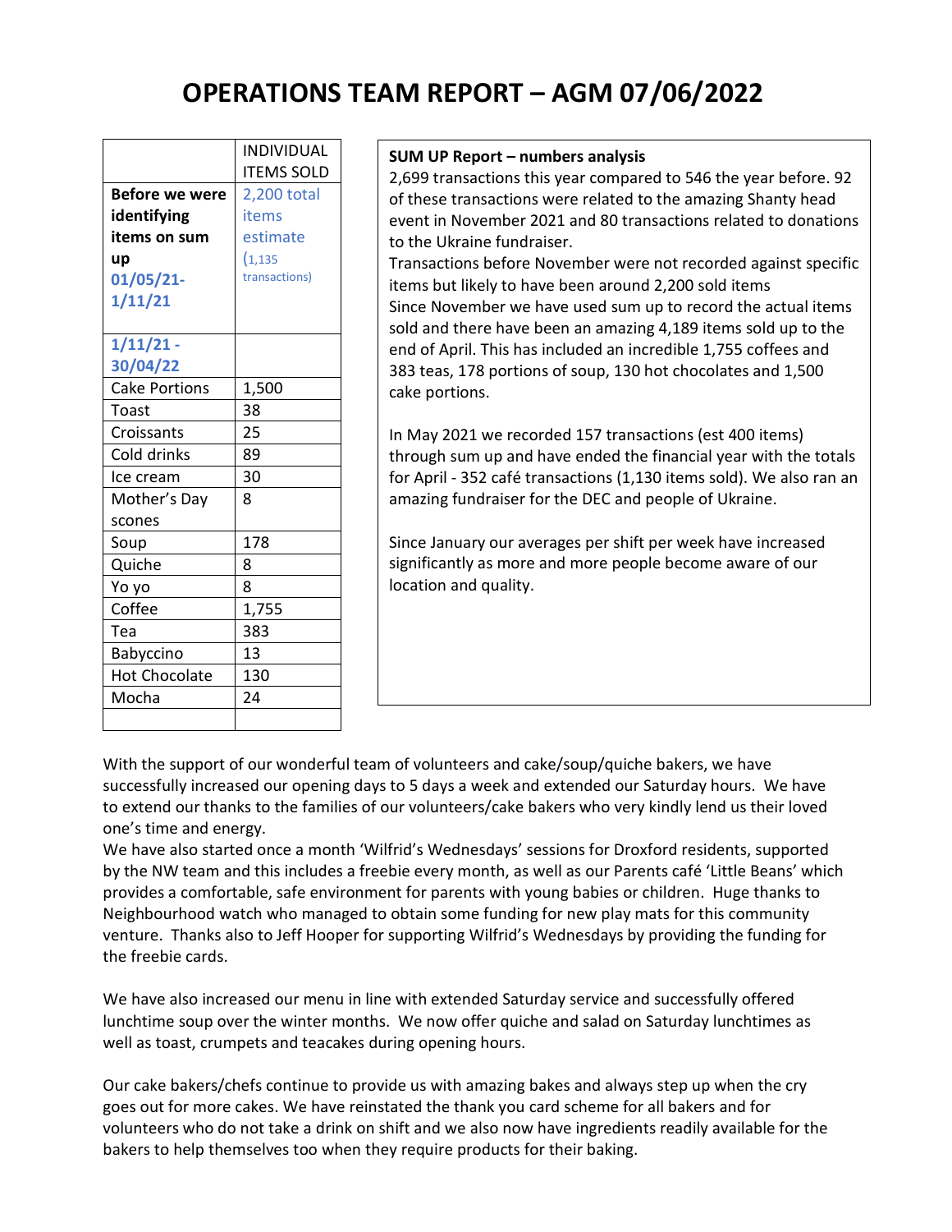# OPERATIONS TEAM REPORT – AGM 07/06/2022

| | INDIVIDUAL ITEMS SOLD |
|---|---|
| **Before we were identifying items on sum up 01/05/21-1/11/21** | 2,200 total items estimate (1,135 transactions) |
| **1/11/21 - 30/04/22** | |
| Cake Portions | 1,500 |
| Toast | 38 |
| Croissants | 25 |
| Cold drinks | 89 |
| Ice cream | 30 |
| Mother's Day scones | 8 |
| Soup | 178 |
| Quiche | 8 |
| Yo yo | 8 |
| Coffee | 1,755 |
| Tea | 383 |
| Babyccino | 13 |
| Hot Chocolate | 130 |
| Mocha | 24 |
| | |

**SUM UP Report – numbers analysis**

2,699 transactions this year compared to 546 the year before. 92 of these transactions were related to the amazing Shanty head event in November 2021 and 80 transactions related to donations to the Ukraine fundraiser.

Transactions before November were not recorded against specific items but likely to have been around 2,200 sold items

Since November we have used sum up to record the actual items sold and there have been an amazing 4,189 items sold up to the end of April. This has included an incredible 1,755 coffees and 383 teas, 178 portions of soup, 130 hot chocolates and 1,500 cake portions.

In May 2021 we recorded 157 transactions (est 400 items) through sum up and have ended the financial year with the totals for April - 352 café transactions (1,130 items sold). We also ran an amazing fundraiser for the DEC and people of Ukraine.

Since January our averages per shift per week have increased significantly as more and more people become aware of our location and quality.

With the support of our wonderful team of volunteers and cake/soup/quiche bakers, we have successfully increased our opening days to 5 days a week and extended our Saturday hours. We have to extend our thanks to the families of our volunteers/cake bakers who very kindly lend us their loved one's time and energy.

We have also started once a month 'Wilfrid's Wednesdays' sessions for Droxford residents, supported by the NW team and this includes a freebie every month, as well as our Parents café 'Little Beans' which provides a comfortable, safe environment for parents with young babies or children. Huge thanks to Neighbourhood watch who managed to obtain some funding for new play mats for this community venture. Thanks also to Jeff Hooper for supporting Wilfrid's Wednesdays by providing the funding for the freebie cards.

We have also increased our menu in line with extended Saturday service and successfully offered lunchtime soup over the winter months. We now offer quiche and salad on Saturday lunchtimes as well as toast, crumpets and teacakes during opening hours.

Our cake bakers/chefs continue to provide us with amazing bakes and always step up when the cry goes out for more cakes. We have reinstated the thank you card scheme for all bakers and for volunteers who do not take a drink on shift and we also now have ingredients readily available for the bakers to help themselves too when they require products for their baking.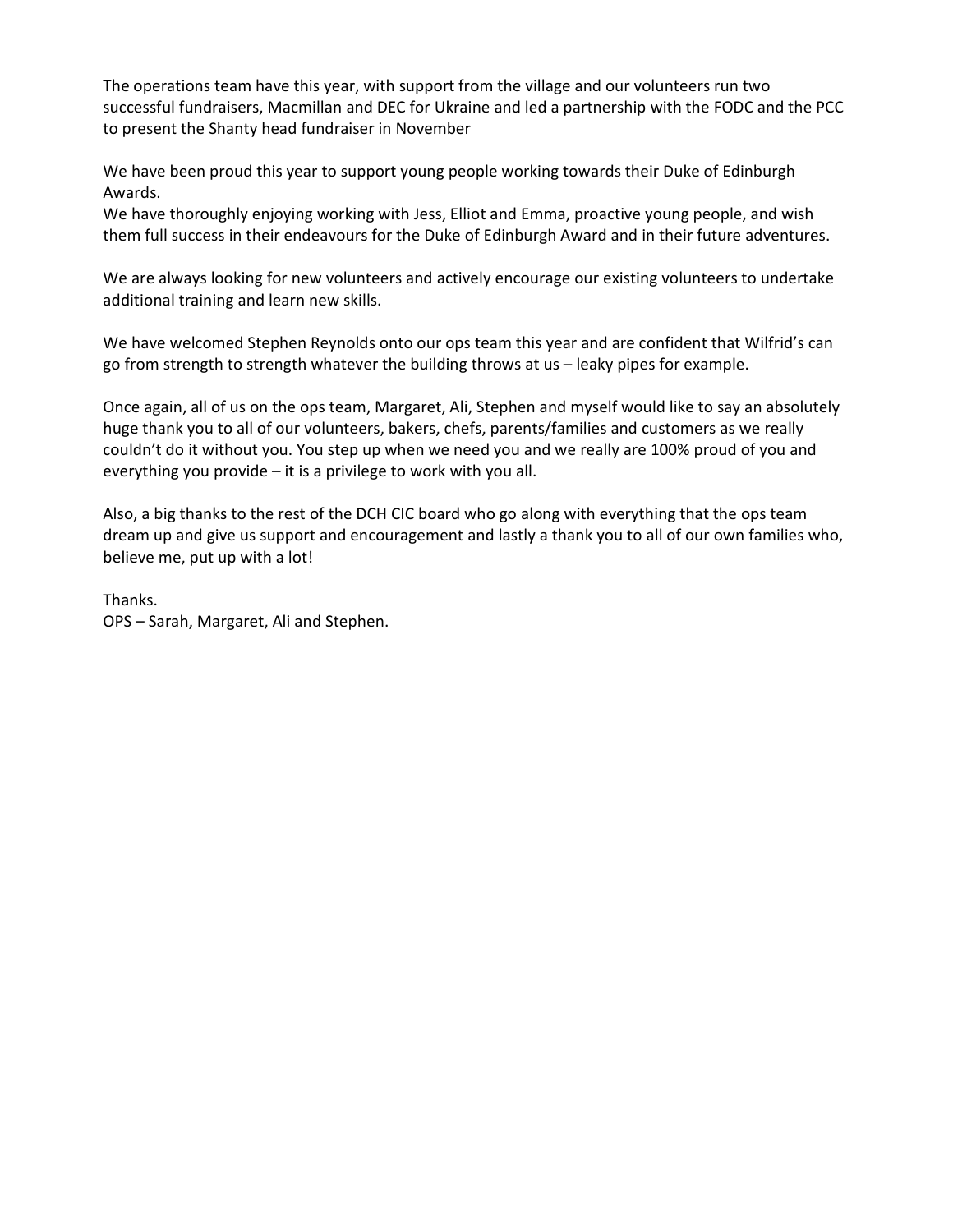The operations team have this year, with support from the village and our volunteers run two successful fundraisers, Macmillan and DEC for Ukraine and led a partnership with the FODC and the PCC to present the Shanty head fundraiser in November

We have been proud this year to support young people working towards their Duke of Edinburgh Awards.
We have thoroughly enjoying working with Jess, Elliot and Emma, proactive young people, and wish them full success in their endeavours for the Duke of Edinburgh Award and in their future adventures.

We are always looking for new volunteers and actively encourage our existing volunteers to undertake additional training and learn new skills.

We have welcomed Stephen Reynolds onto our ops team this year and are confident that Wilfrid's can go from strength to strength whatever the building throws at us – leaky pipes for example.

Once again, all of us on the ops team, Margaret, Ali, Stephen and myself would like to say an absolutely huge thank you to all of our volunteers, bakers, chefs, parents/families and customers as we really couldn't do it without you. You step up when we need you and we really are 100% proud of you and everything you provide – it is a privilege to work with you all.

Also, a big thanks to the rest of the DCH CIC board who go along with everything that the ops team dream up and give us support and encouragement and lastly a thank you to all of our own families who, believe me, put up with a lot!

Thanks.
OPS – Sarah, Margaret, Ali and Stephen.